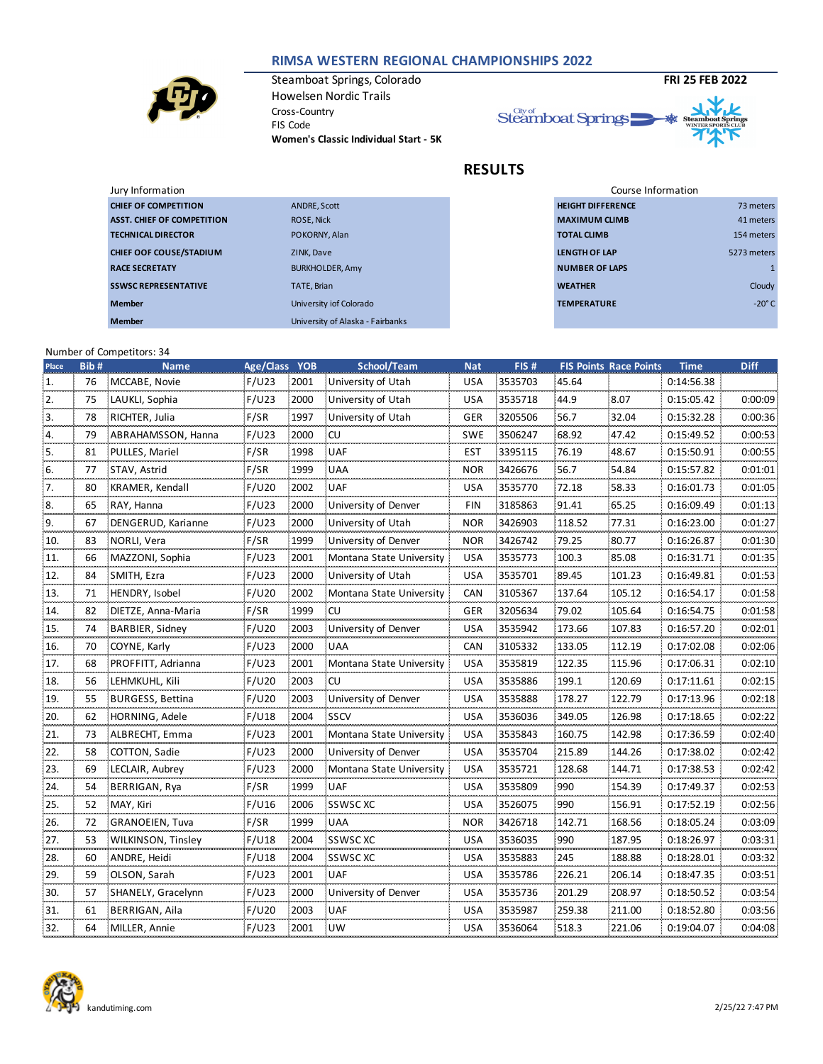# RIMSA WESTERN REGIONAL CHAMPIONSHIPS 2022

Steamboat Springs, Colorado
Howelsen Nordic Trails
Cross-Country
FIS Code
**Women's Classic Individual Start - 5K**

**FRI 25 FEB 2022**

## RESULTS

Jury Information

| | |
|---|---|
| **CHIEF OF COMPETITION** | ANDRE, Scott |
| **ASST. CHIEF OF COMPETITION** | ROSE, Nick |
| **TECHNICAL DIRECTOR** | POKORNY, Alan |
| **CHIEF OOF COUSE/STADIUM** | ZINK, Dave |
| **RACE SECRETATY** | BURKHOLDER, Amy |
| **SSWSC REPRESENTATIVE** | TATE, Brian |
| **Member** | University iof Colorado |
| **Member** | University of Alaska - Fairbanks |

Course Information

| | |
|---|---|
| **HEIGHT DIFFERENCE** | 73 meters |
| **MAXIMUM CLIMB** | 41 meters |
| **TOTAL CLIMB** | 154 meters |
| **LENGTH OF LAP** | 5273 meters |
| **NUMBER OF LAPS** | 1 |
| **WEATHER** | Cloudy |
| **TEMPERATURE** | -20° C |

Number of Competitors: 34

| Place | Bib # | Name | Age/Class | YOB | School/Team | Nat | FIS # | FIS Points | Race Points | Time | Diff |
|---|---|---|---|---|---|---|---|---|---|---|---|
| 1. | 76 | MCCABE, Novie | F/U23 | 2001 | University of Utah | USA | 3535703 | 45.64 | | 0:14:56.38 | |
| 2. | 75 | LAUKLI, Sophia | F/U23 | 2000 | University of Utah | USA | 3535718 | 44.9 | 8.07 | 0:15:05.42 | 0:00:09 |
| 3. | 78 | RICHTER, Julia | F/SR | 1997 | University of Utah | GER | 3205506 | 56.7 | 32.04 | 0:15:32.28 | 0:00:36 |
| 4. | 79 | ABRAHAMSSON, Hanna | F/U23 | 2000 | CU | SWE | 3506247 | 68.92 | 47.42 | 0:15:49.52 | 0:00:53 |
| 5. | 81 | PULLES, Mariel | F/SR | 1998 | UAF | EST | 3395115 | 76.19 | 48.67 | 0:15:50.91 | 0:00:55 |
| 6. | 77 | STAV, Astrid | F/SR | 1999 | UAA | NOR | 3426676 | 56.7 | 54.84 | 0:15:57.82 | 0:01:01 |
| 7. | 80 | KRAMER, Kendall | F/U20 | 2002 | UAF | USA | 3535770 | 72.18 | 58.33 | 0:16:01.73 | 0:01:05 |
| 8. | 65 | RAY, Hanna | F/U23 | 2000 | University of Denver | FIN | 3185863 | 91.41 | 65.25 | 0:16:09.49 | 0:01:13 |
| 9. | 67 | DENGERUD, Karianne | F/U23 | 2000 | University of Utah | NOR | 3426903 | 118.52 | 77.31 | 0:16:23.00 | 0:01:27 |
| 10. | 83 | NORLI, Vera | F/SR | 1999 | University of Denver | NOR | 3426742 | 79.25 | 80.77 | 0:16:26.87 | 0:01:30 |
| 11. | 66 | MAZZONI, Sophia | F/U23 | 2001 | Montana State University | USA | 3535773 | 100.3 | 85.08 | 0:16:31.71 | 0:01:35 |
| 12. | 84 | SMITH, Ezra | F/U23 | 2000 | University of Utah | USA | 3535701 | 89.45 | 101.23 | 0:16:49.81 | 0:01:53 |
| 13. | 71 | HENDRY, Isobel | F/U20 | 2002 | Montana State University | CAN | 3105367 | 137.64 | 105.12 | 0:16:54.17 | 0:01:58 |
| 14. | 82 | DIETZE, Anna-Maria | F/SR | 1999 | CU | GER | 3205634 | 79.02 | 105.64 | 0:16:54.75 | 0:01:58 |
| 15. | 74 | BARBIER, Sidney | F/U20 | 2003 | University of Denver | USA | 3535942 | 173.66 | 107.83 | 0:16:57.20 | 0:02:01 |
| 16. | 70 | COYNE, Karly | F/U23 | 2000 | UAA | CAN | 3105332 | 133.05 | 112.19 | 0:17:02.08 | 0:02:06 |
| 17. | 68 | PROFFITT, Adrianna | F/U23 | 2001 | Montana State University | USA | 3535819 | 122.35 | 115.96 | 0:17:06.31 | 0:02:10 |
| 18. | 56 | LEHMKUHL, Kili | F/U20 | 2003 | CU | USA | 3535886 | 199.1 | 120.69 | 0:17:11.61 | 0:02:15 |
| 19. | 55 | BURGESS, Bettina | F/U20 | 2003 | University of Denver | USA | 3535888 | 178.27 | 122.79 | 0:17:13.96 | 0:02:18 |
| 20. | 62 | HORNING, Adele | F/U18 | 2004 | SSCV | USA | 3536036 | 349.05 | 126.98 | 0:17:18.65 | 0:02:22 |
| 21. | 73 | ALBRECHT, Emma | F/U23 | 2001 | Montana State University | USA | 3535843 | 160.75 | 142.98 | 0:17:36.59 | 0:02:40 |
| 22. | 58 | COTTON, Sadie | F/U23 | 2000 | University of Denver | USA | 3535704 | 215.89 | 144.26 | 0:17:38.02 | 0:02:42 |
| 23. | 69 | LECLAIR, Aubrey | F/U23 | 2000 | Montana State University | USA | 3535721 | 128.68 | 144.71 | 0:17:38.53 | 0:02:42 |
| 24. | 54 | BERRIGAN, Rya | F/SR | 1999 | UAF | USA | 3535809 | 990 | 154.39 | 0:17:49.37 | 0:02:53 |
| 25. | 52 | MAY, Kiri | F/U16 | 2006 | SSWSC XC | USA | 3526075 | 990 | 156.91 | 0:17:52.19 | 0:02:56 |
| 26. | 72 | GRANOEIEN, Tuva | F/SR | 1999 | UAA | NOR | 3426718 | 142.71 | 168.56 | 0:18:05.24 | 0:03:09 |
| 27. | 53 | WILKINSON, Tinsley | F/U18 | 2004 | SSWSC XC | USA | 3536035 | 990 | 187.95 | 0:18:26.97 | 0:03:31 |
| 28. | 60 | ANDRE, Heidi | F/U18 | 2004 | SSWSC XC | USA | 3535883 | 245 | 188.88 | 0:18:28.01 | 0:03:32 |
| 29. | 59 | OLSON, Sarah | F/U23 | 2001 | UAF | USA | 3535786 | 226.21 | 206.14 | 0:18:47.35 | 0:03:51 |
| 30. | 57 | SHANELY, Gracelynn | F/U23 | 2000 | University of Denver | USA | 3535736 | 201.29 | 208.97 | 0:18:50.52 | 0:03:54 |
| 31. | 61 | BERRIGAN, Aila | F/U20 | 2003 | UAF | USA | 3535987 | 259.38 | 211.00 | 0:18:52.80 | 0:03:56 |
| 32. | 64 | MILLER, Annie | F/U23 | 2001 | UW | USA | 3536064 | 518.3 | 221.06 | 0:19:04.07 | 0:04:08 |

kandutiming.com

2/25/22 7:47 PM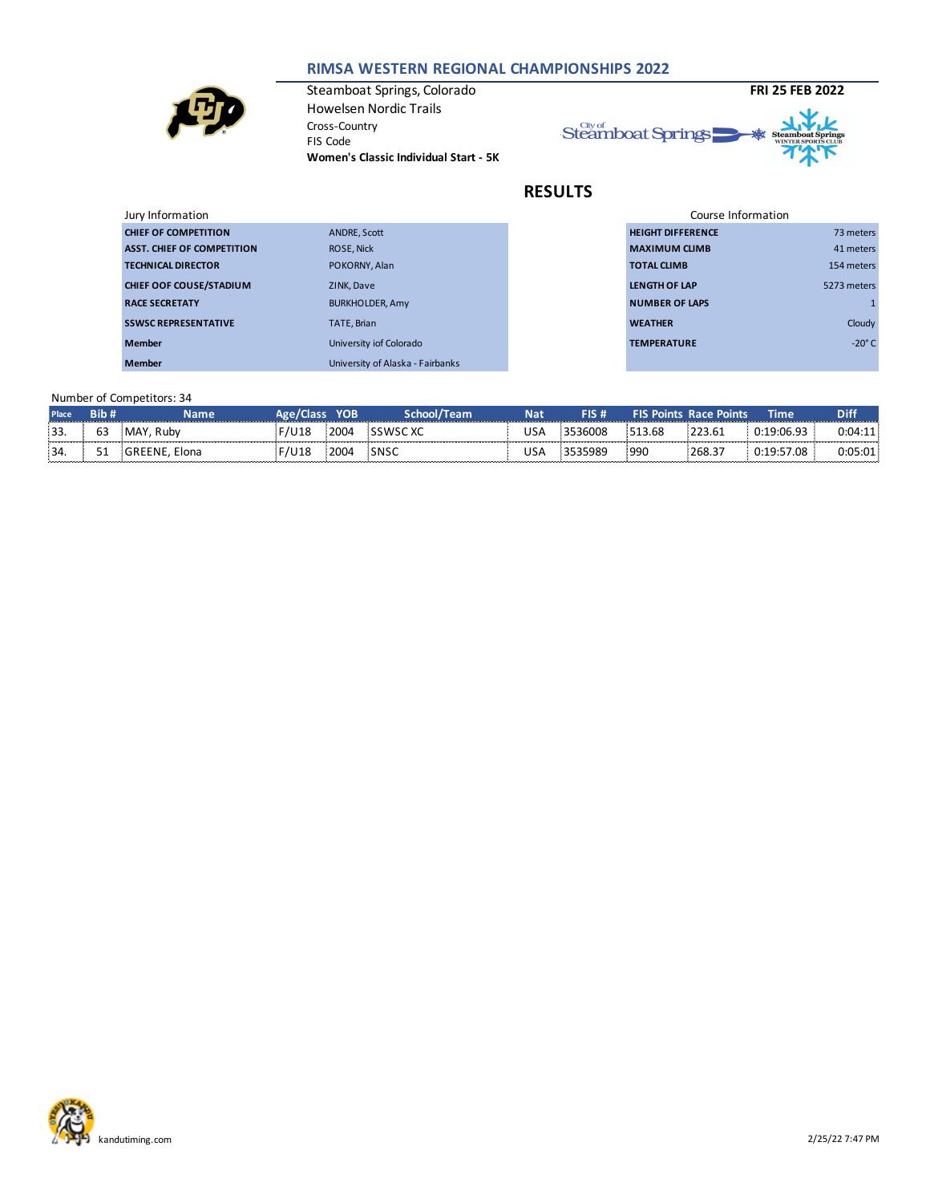## RIMSA WESTERN REGIONAL CHAMPIONSHIPS 2022

Steamboat Springs, Colorado
Howelsen Nordic Trails
Cross-Country
FIS Code
**Women's Classic Individual Start - 5K**

**FRI 25 FEB 2022**

# RESULTS

Jury Information

| | |
|---|---|
| **CHIEF OF COMPETITION** | ANDRE, Scott |
| **ASST. CHIEF OF COMPETITION** | ROSE, Nick |
| **TECHNICAL DIRECTOR** | POKORNY, Alan |
| **CHIEF OOF COUSE/STADIUM** | ZINK, Dave |
| **RACE SECRETATY** | BURKHOLDER, Amy |
| **SSWSC REPRESENTATIVE** | TATE, Brian |
| **Member** | University iof Colorado |
| **Member** | University of Alaska - Fairbanks |

Course Information

| | |
|---|---|
| **HEIGHT DIFFERENCE** | 73 meters |
| **MAXIMUM CLIMB** | 41 meters |
| **TOTAL CLIMB** | 154 meters |
| **LENGTH OF LAP** | 5273 meters |
| **NUMBER OF LAPS** | 1 |
| **WEATHER** | Cloudy |
| **TEMPERATURE** | -20° C |

Number of Competitors: 34

| Place | Bib # | Name | Age/Class | YOB | School/Team | Nat | FIS # | FIS Points | Race Points | Time | Diff |
|---|---|---|---|---|---|---|---|---|---|---|---|
| 33. | 63 | MAY, Ruby | F/U18 | 2004 | SSWSC XC | USA | 3536008 | 513.68 | 223.61 | 0:19:06.93 | 0:04:11 |
| 34. | 51 | GREENE, Elona | F/U18 | 2004 | SNSC | USA | 3535989 | 990 | 268.37 | 0:19:57.08 | 0:05:01 |

kandutiming.com

2/25/22 7:47 PM